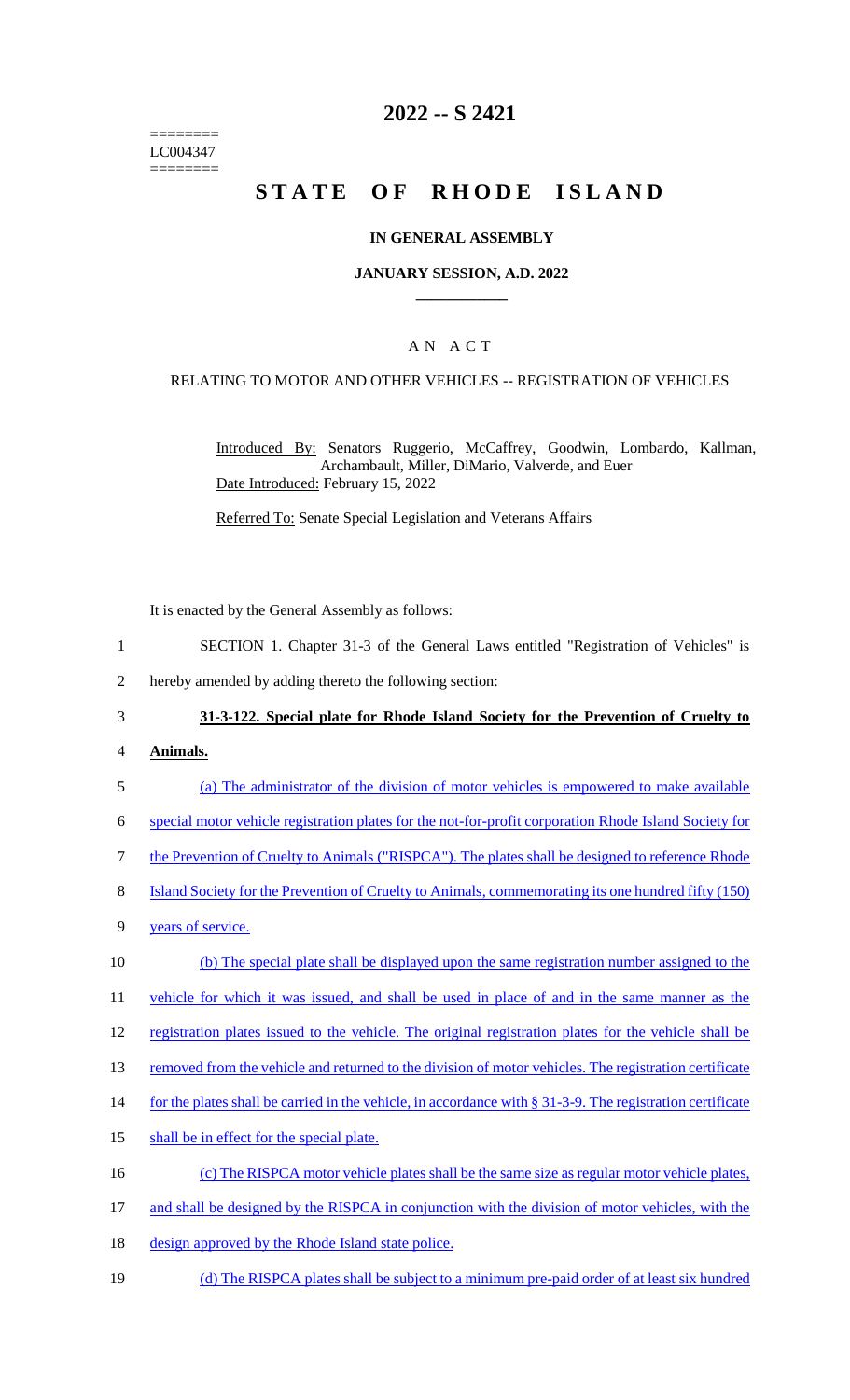========
LC004347
========

# 2022 -- S 2421

# STATE OF RHODE ISLAND

## IN GENERAL ASSEMBLY

### JANUARY SESSION, A.D. 2022

### A N A C T

RELATING TO MOTOR AND OTHER VEHICLES -- REGISTRATION OF VEHICLES

Introduced By: Senators Ruggerio, McCaffrey, Goodwin, Lombardo, Kallman, Archambault, Miller, DiMario, Valverde, and Euer

Date Introduced: February 15, 2022

Referred To: Senate Special Legislation and Veterans Affairs

It is enacted by the General Assembly as follows:

1 SECTION 1. Chapter 31-3 of the General Laws entitled "Registration of Vehicles" is
2 hereby amended by adding thereto the following section:

3 **31-3-122. Special plate for Rhode Island Society for the Prevention of Cruelty to**
4 **Animals.**

5 (a) The administrator of the division of motor vehicles is empowered to make available
6 special motor vehicle registration plates for the not-for-profit corporation Rhode Island Society for
7 the Prevention of Cruelty to Animals ("RISPCA"). The plates shall be designed to reference Rhode
8 Island Society for the Prevention of Cruelty to Animals, commemorating its one hundred fifty (150)
9 years of service.

10 (b) The special plate shall be displayed upon the same registration number assigned to the
11 vehicle for which it was issued, and shall be used in place of and in the same manner as the
12 registration plates issued to the vehicle. The original registration plates for the vehicle shall be
13 removed from the vehicle and returned to the division of motor vehicles. The registration certificate
14 for the plates shall be carried in the vehicle, in accordance with § 31-3-9. The registration certificate
15 shall be in effect for the special plate.

16 (c) The RISPCA motor vehicle plates shall be the same size as regular motor vehicle plates,
17 and shall be designed by the RISPCA in conjunction with the division of motor vehicles, with the
18 design approved by the Rhode Island state police.

19 (d) The RISPCA plates shall be subject to a minimum pre-paid order of at least six hundred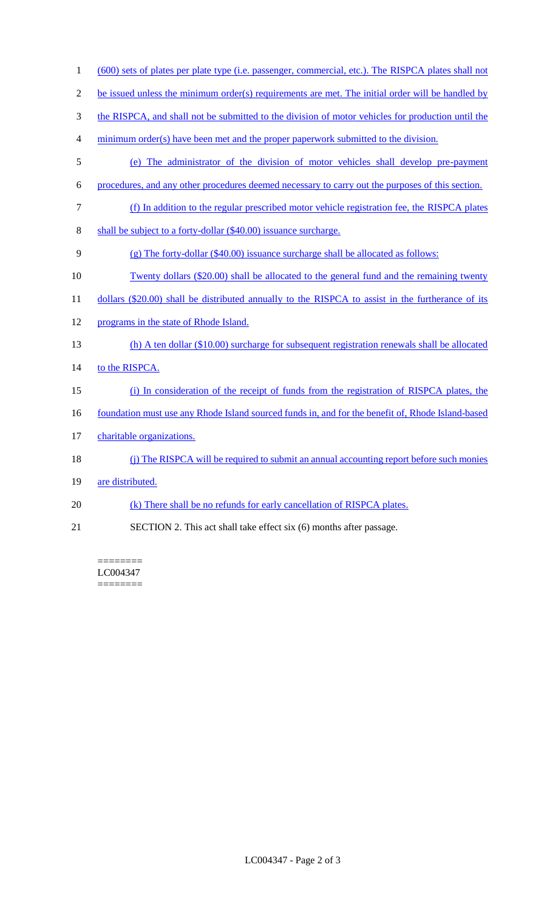(600) sets of plates per plate type (i.e. passenger, commercial, etc.). The RISPCA plates shall not be issued unless the minimum order(s) requirements are met. The initial order will be handled by the RISPCA, and shall not be submitted to the division of motor vehicles for production until the minimum order(s) have been met and the proper paperwork submitted to the division.

(e) The administrator of the division of motor vehicles shall develop pre-payment procedures, and any other procedures deemed necessary to carry out the purposes of this section.

(f) In addition to the regular prescribed motor vehicle registration fee, the RISPCA plates shall be subject to a forty-dollar ($40.00) issuance surcharge.

(g) The forty-dollar ($40.00) issuance surcharge shall be allocated as follows:

Twenty dollars ($20.00) shall be allocated to the general fund and the remaining twenty dollars ($20.00) shall be distributed annually to the RISPCA to assist in the furtherance of its programs in the state of Rhode Island.

(h) A ten dollar ($10.00) surcharge for subsequent registration renewals shall be allocated to the RISPCA.

(i) In consideration of the receipt of funds from the registration of RISPCA plates, the foundation must use any Rhode Island sourced funds in, and for the benefit of, Rhode Island-based charitable organizations.

(j) The RISPCA will be required to submit an annual accounting report before such monies are distributed.

(k) There shall be no refunds for early cancellation of RISPCA plates.

SECTION 2. This act shall take effect six (6) months after passage.

========
LC004347
========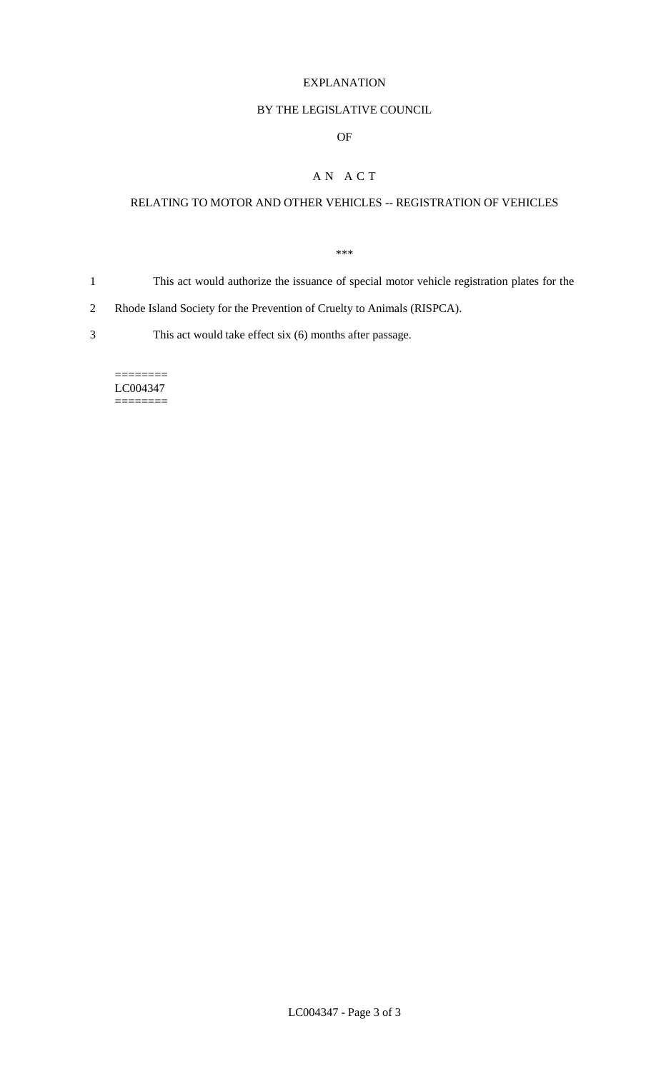EXPLANATION

BY THE LEGISLATIVE COUNCIL

OF

A N A C T

RELATING TO MOTOR AND OTHER VEHICLES -- REGISTRATION OF VEHICLES

\*\*\*

1 This act would authorize the issuance of special motor vehicle registration plates for the

2 Rhode Island Society for the Prevention of Cruelty to Animals (RISPCA).

3 This act would take effect six (6) months after passage.

========
LC004347
========